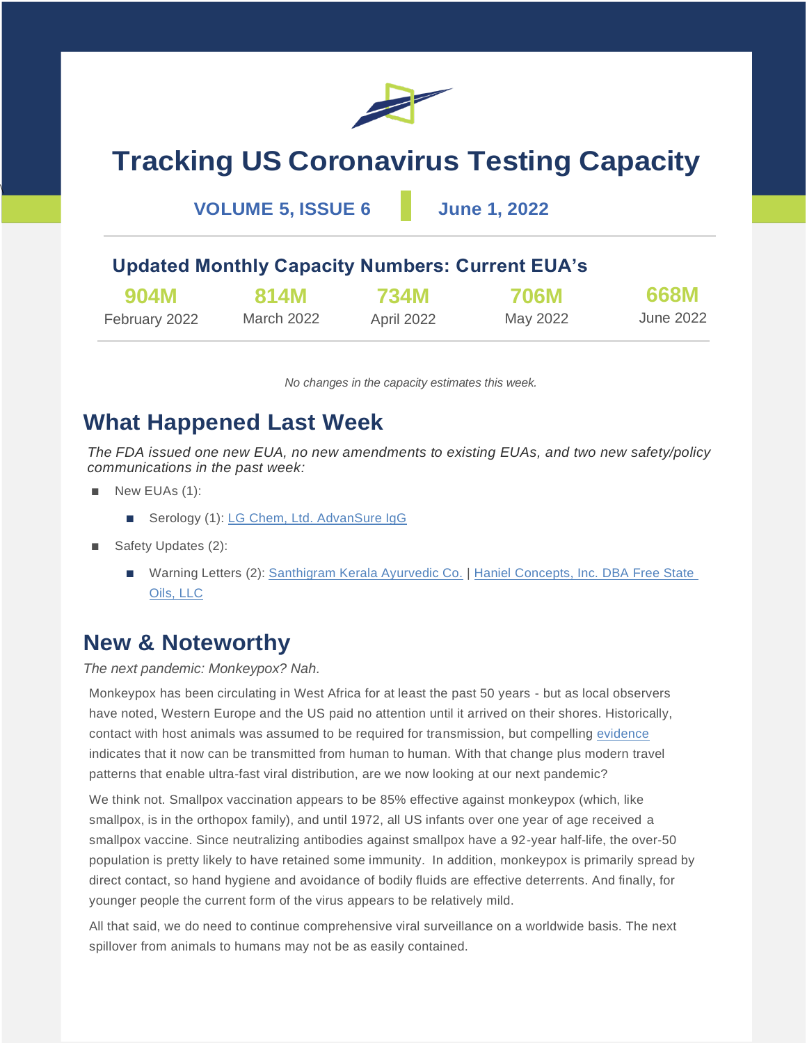# Tracking US Coronavirus Testing Capacity

**VOLUME 5, ISSUE 6** | **June 1, 2022**

## Updated Monthly Capacity Numbers: Current EUA's

| 904M | 814M | 734M | 706M | 668M |
|---|---|---|---|---|
| February 2022 | March 2022 | April 2022 | May 2022 | June 2022 |

*No changes in the capacity estimates this week.*

## What Happened Last Week

*The FDA issued one new EUA, no new amendments to existing EUAs, and two new safety/policy communications in the past week:*

- New EUAs (1):
  - Serology (1): LG Chem, Ltd. AdvanSure IgG
- Safety Updates (2):
  - Warning Letters (2): Santhigram Kerala Ayurvedic Co. | Haniel Concepts, Inc. DBA Free State Oils, LLC

## New & Noteworthy

*The next pandemic: Monkeypox? Nah.*

Monkeypox has been circulating in West Africa for at least the past 50 years - but as local observers have noted, Western Europe and the US paid no attention until it arrived on their shores. Historically, contact with host animals was assumed to be required for transmission, but compelling evidence indicates that it now can be transmitted from human to human. With that change plus modern travel patterns that enable ultra-fast viral distribution, are we now looking at our next pandemic?

We think not. Smallpox vaccination appears to be 85% effective against monkeypox (which, like smallpox, is in the orthopox family), and until 1972, all US infants over one year of age received a smallpox vaccine. Since neutralizing antibodies against smallpox have a 92-year half-life, the over-50 population is pretty likely to have retained some immunity. In addition, monkeypox is primarily spread by direct contact, so hand hygiene and avoidance of bodily fluids are effective deterrents. And finally, for younger people the current form of the virus appears to be relatively mild.

All that said, we do need to continue comprehensive viral surveillance on a worldwide basis. The next spillover from animals to humans may not be as easily contained.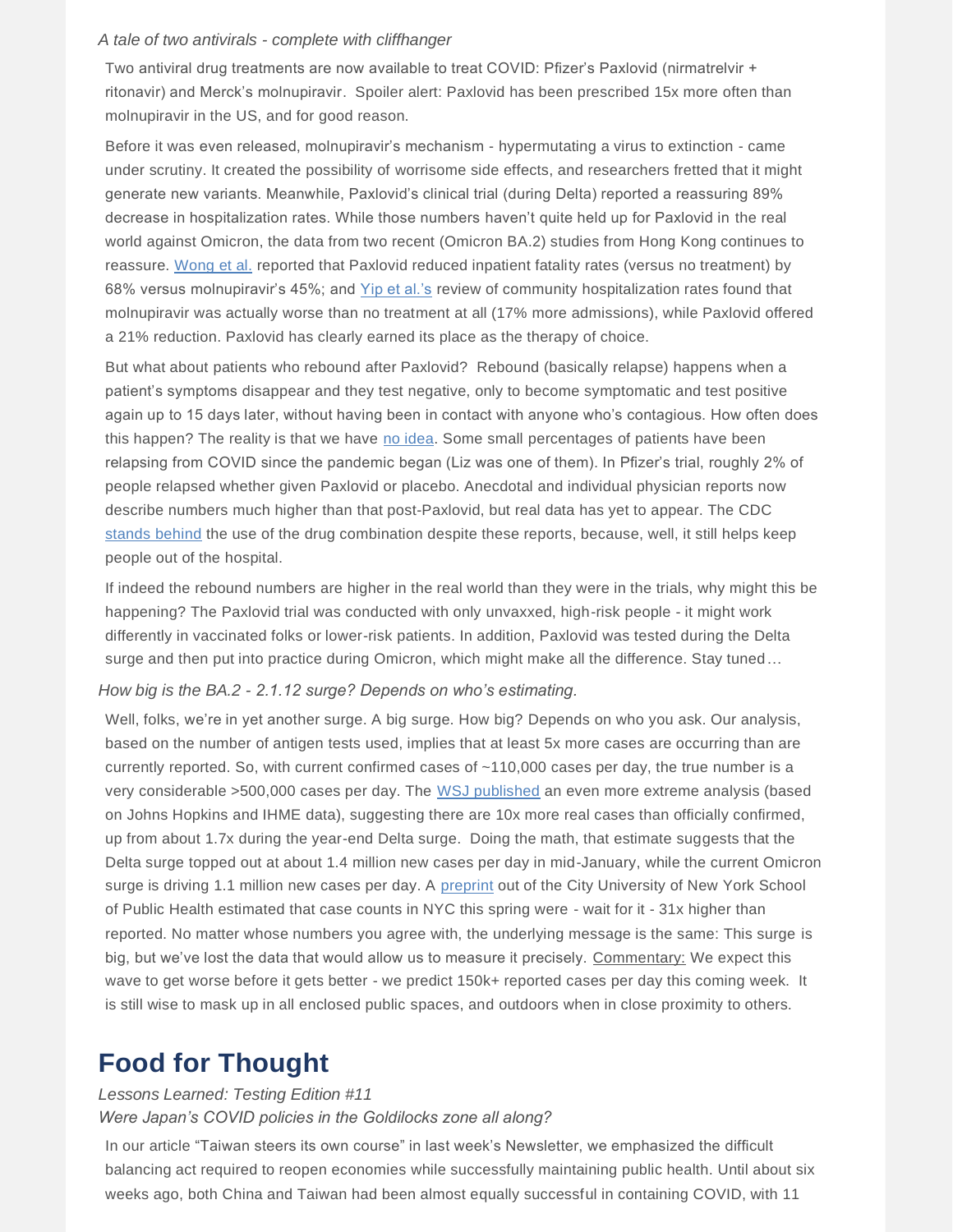*A tale of two antivirals - complete with cliffhanger*

Two antiviral drug treatments are now available to treat COVID: Pfizer's Paxlovid (nirmatrelvir + ritonavir) and Merck's molnupiravir. Spoiler alert: Paxlovid has been prescribed 15x more often than molnupiravir in the US, and for good reason.

Before it was even released, molnupiravir's mechanism - hypermutating a virus to extinction - came under scrutiny. It created the possibility of worrisome side effects, and researchers fretted that it might generate new variants. Meanwhile, Paxlovid's clinical trial (during Delta) reported a reassuring 89% decrease in hospitalization rates. While those numbers haven't quite held up for Paxlovid in the real world against Omicron, the data from two recent (Omicron BA.2) studies from Hong Kong continues to reassure. Wong et al. reported that Paxlovid reduced inpatient fatality rates (versus no treatment) by 68% versus molnupiravir's 45%; and Yip et al.'s review of community hospitalization rates found that molnupiravir was actually worse than no treatment at all (17% more admissions), while Paxlovid offered a 21% reduction. Paxlovid has clearly earned its place as the therapy of choice.

But what about patients who rebound after Paxlovid? Rebound (basically relapse) happens when a patient's symptoms disappear and they test negative, only to become symptomatic and test positive again up to 15 days later, without having been in contact with anyone who's contagious. How often does this happen? The reality is that we have no idea. Some small percentages of patients have been relapsing from COVID since the pandemic began (Liz was one of them). In Pfizer's trial, roughly 2% of people relapsed whether given Paxlovid or placebo. Anecdotal and individual physician reports now describe numbers much higher than that post-Paxlovid, but real data has yet to appear. The CDC stands behind the use of the drug combination despite these reports, because, well, it still helps keep people out of the hospital.

If indeed the rebound numbers are higher in the real world than they were in the trials, why might this be happening? The Paxlovid trial was conducted with only unvaxxed, high-risk people - it might work differently in vaccinated folks or lower-risk patients. In addition, Paxlovid was tested during the Delta surge and then put into practice during Omicron, which might make all the difference. Stay tuned…

*How big is the BA.2 - 2.1.12 surge? Depends on who's estimating.*

Well, folks, we're in yet another surge. A big surge. How big? Depends on who you ask. Our analysis, based on the number of antigen tests used, implies that at least 5x more cases are occurring than are currently reported. So, with current confirmed cases of ~110,000 cases per day, the true number is a very considerable >500,000 cases per day. The WSJ published an even more extreme analysis (based on Johns Hopkins and IHME data), suggesting there are 10x more real cases than officially confirmed, up from about 1.7x during the year-end Delta surge. Doing the math, that estimate suggests that the Delta surge topped out at about 1.4 million new cases per day in mid-January, while the current Omicron surge is driving 1.1 million new cases per day. A preprint out of the City University of New York School of Public Health estimated that case counts in NYC this spring were - wait for it - 31x higher than reported. No matter whose numbers you agree with, the underlying message is the same: This surge is big, but we've lost the data that would allow us to measure it precisely. Commentary: We expect this wave to get worse before it gets better - we predict 150k+ reported cases per day this coming week. It is still wise to mask up in all enclosed public spaces, and outdoors when in close proximity to others.

# Food for Thought

*Lessons Learned: Testing Edition #11*
*Were Japan's COVID policies in the Goldilocks zone all along?*

In our article "Taiwan steers its own course" in last week's Newsletter, we emphasized the difficult balancing act required to reopen economies while successfully maintaining public health. Until about six weeks ago, both China and Taiwan had been almost equally successful in containing COVID, with 11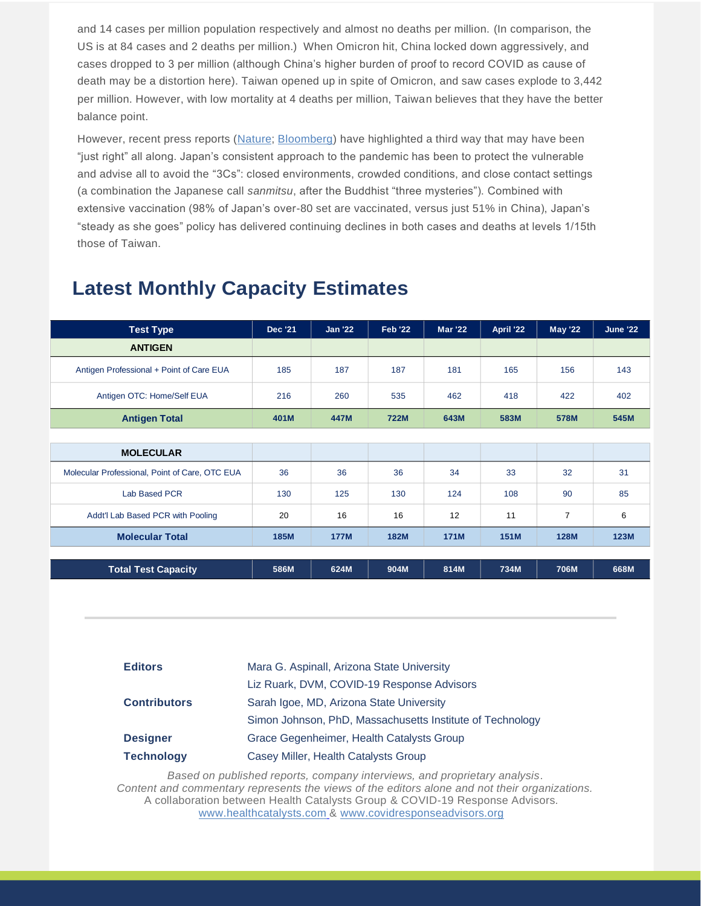and 14 cases per million population respectively and almost no deaths per million. (In comparison, the US is at 84 cases and 2 deaths per million.)  When Omicron hit, China locked down aggressively, and cases dropped to 3 per million (although China's higher burden of proof to record COVID as cause of death may be a distortion here). Taiwan opened up in spite of Omicron, and saw cases explode to 3,442 per million. However, with low mortality at 4 deaths per million, Taiwan believes that they have the better balance point.

However, recent press reports (Nature; Bloomberg) have highlighted a third way that may have been "just right" all along. Japan's consistent approach to the pandemic has been to protect the vulnerable and advise all to avoid the "3Cs": closed environments, crowded conditions, and close contact settings (a combination the Japanese call *sanmitsu*, after the Buddhist "three mysteries"). Combined with extensive vaccination (98% of Japan's over-80 set are vaccinated, versus just 51% in China), Japan's "steady as she goes" policy has delivered continuing declines in both cases and deaths at levels 1/15th those of Taiwan.

## Latest Monthly Capacity Estimates

| Test Type | Dec '21 | Jan '22 | Feb '22 | Mar '22 | April '22 | May '22 | June '22 |
|---|---|---|---|---|---|---|---|
| **ANTIGEN** | | | | | | | |
| Antigen Professional + Point of Care EUA | 185 | 187 | 187 | 181 | 165 | 156 | 143 |
| Antigen OTC: Home/Self EUA | 216 | 260 | 535 | 462 | 418 | 422 | 402 |
| **Antigen Total** | **401M** | **447M** | **722M** | **643M** | **583M** | **578M** | **545M** |
| **MOLECULAR** | | | | | | | |
| Molecular Professional, Point of Care, OTC EUA | 36 | 36 | 36 | 34 | 33 | 32 | 31 |
| Lab Based PCR | 130 | 125 | 130 | 124 | 108 | 90 | 85 |
| Addt'l Lab Based PCR with Pooling | 20 | 16 | 16 | 12 | 11 | 7 | 6 |
| **Molecular Total** | **185M** | **177M** | **182M** | **171M** | **151M** | **128M** | **123M** |
| **Total Test Capacity** | **586M** | **624M** | **904M** | **814M** | **734M** | **706M** | **668M** |

| | |
|---|---|
| **Editors** | Mara G. Aspinall, Arizona State University |
| | Liz Ruark, DVM, COVID-19 Response Advisors |
| **Contributors** | Sarah Igoe, MD, Arizona State University |
| | Simon Johnson, PhD, Massachusetts Institute of Technology |
| **Designer** | Grace Gegenheimer, Health Catalysts Group |
| **Technology** | Casey Miller, Health Catalysts Group |

*Based on published reports, company interviews, and proprietary analysis.*
*Content and commentary represents the views of the editors alone and not their organizations.*
A collaboration between Health Catalysts Group & COVID-19 Response Advisors.
www.healthcatalysts.com & www.covidresponseadvisors.org